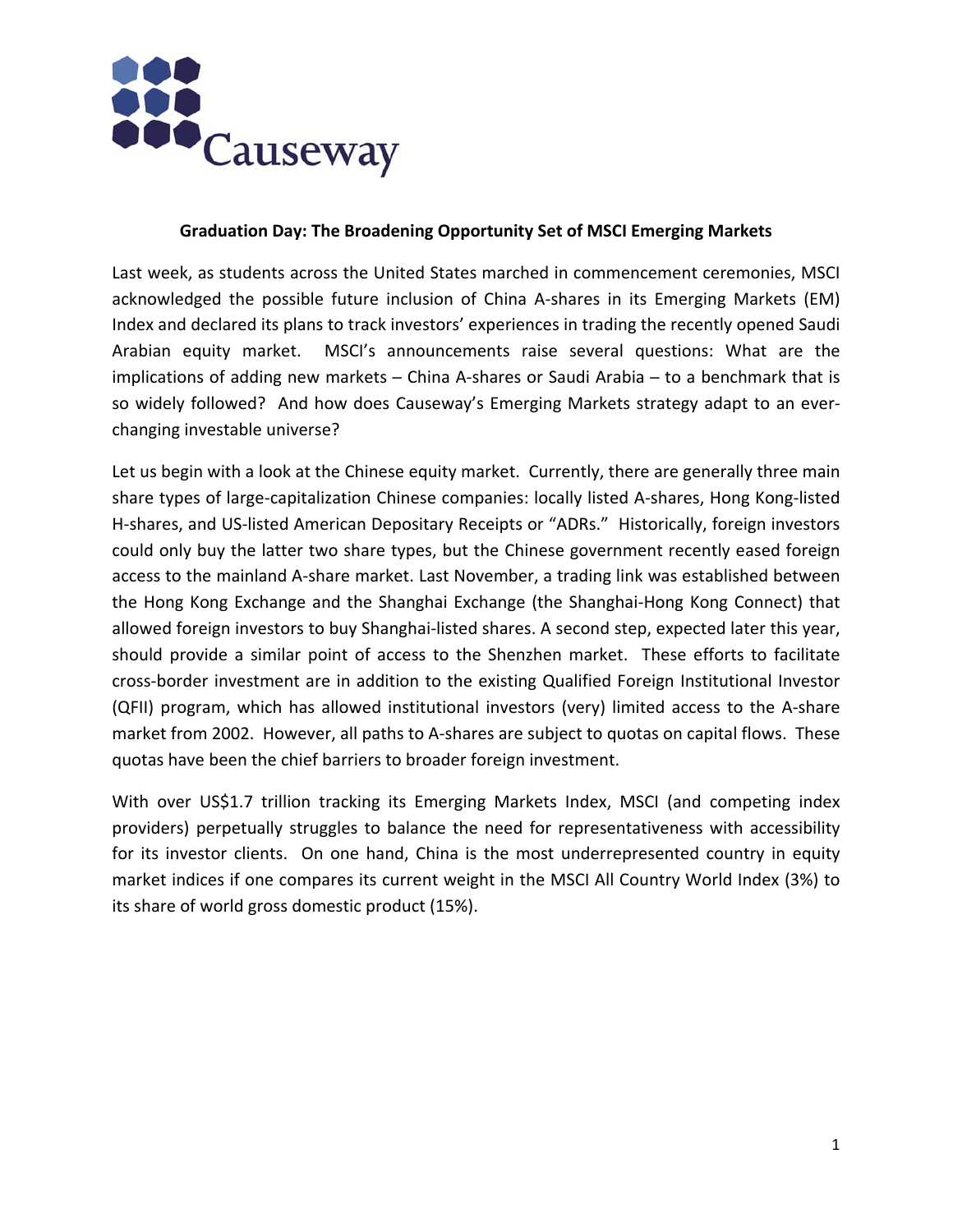Causeway

**Graduation Day: The Broadening Opportunity Set of MSCI Emerging Markets**

Last week, as students across the United States marched in commencement ceremonies, MSCI acknowledged the possible future inclusion of China A-shares in its Emerging Markets (EM) Index and declared its plans to track investors' experiences in trading the recently opened Saudi Arabian equity market. MSCI's announcements raise several questions: What are the implications of adding new markets – China A-shares or Saudi Arabia – to a benchmark that is so widely followed? And how does Causeway's Emerging Markets strategy adapt to an ever-changing investable universe?

Let us begin with a look at the Chinese equity market. Currently, there are generally three main share types of large-capitalization Chinese companies: locally listed A-shares, Hong Kong-listed H-shares, and US-listed American Depositary Receipts or "ADRs." Historically, foreign investors could only buy the latter two share types, but the Chinese government recently eased foreign access to the mainland A-share market. Last November, a trading link was established between the Hong Kong Exchange and the Shanghai Exchange (the Shanghai-Hong Kong Connect) that allowed foreign investors to buy Shanghai-listed shares. A second step, expected later this year, should provide a similar point of access to the Shenzhen market. These efforts to facilitate cross-border investment are in addition to the existing Qualified Foreign Institutional Investor (QFII) program, which has allowed institutional investors (very) limited access to the A-share market from 2002. However, all paths to A-shares are subject to quotas on capital flows. These quotas have been the chief barriers to broader foreign investment.

With over US$1.7 trillion tracking its Emerging Markets Index, MSCI (and competing index providers) perpetually struggles to balance the need for representativeness with accessibility for its investor clients. On one hand, China is the most underrepresented country in equity market indices if one compares its current weight in the MSCI All Country World Index (3%) to its share of world gross domestic product (15%).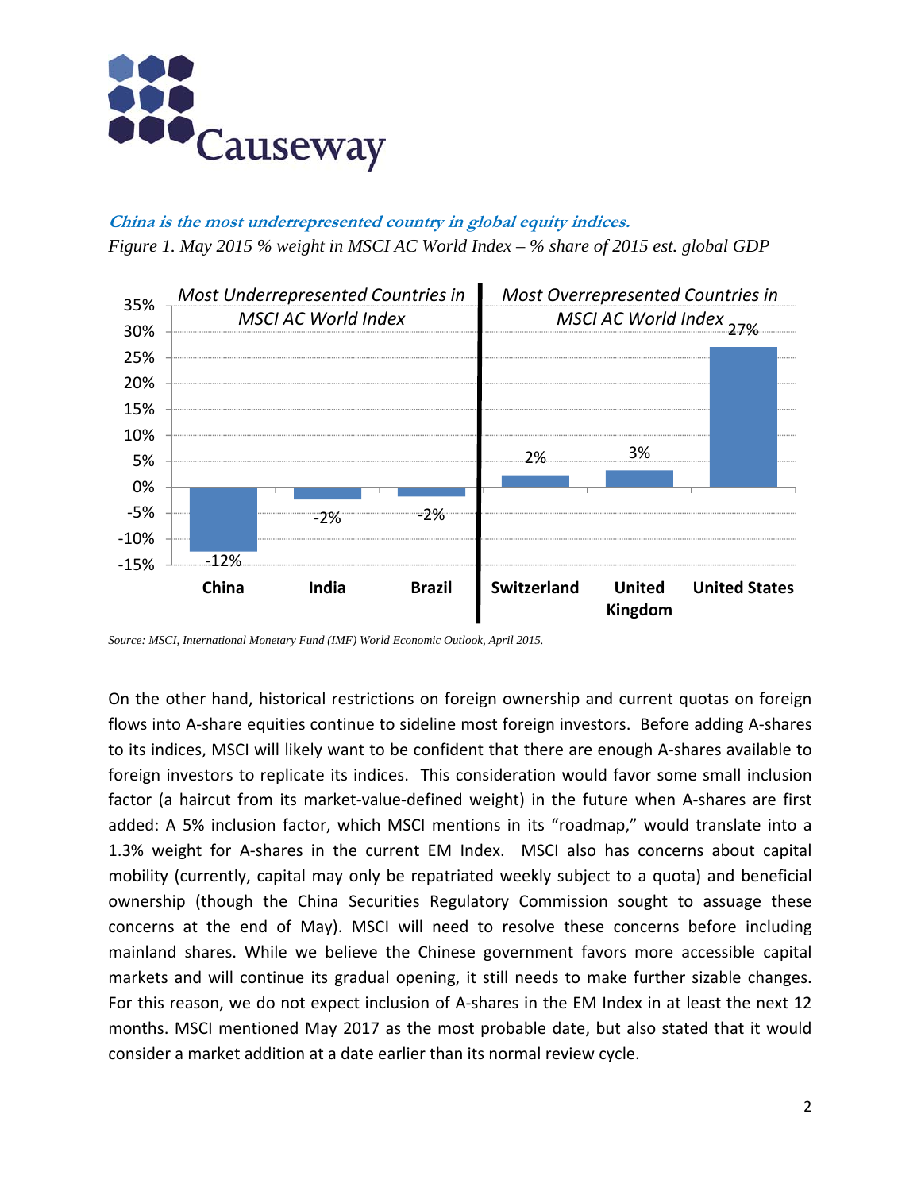*China is the most underrepresented country in global equity indices.*

*Figure 1. May 2015 % weight in MSCI AC World Index – % share of 2015 est. global GDP*

| Most Underrepresented Countries in MSCI AC World Index | | | Most Overrepresented Countries in MSCI AC World Index | | |
|---|---|---|---|---|---|
| China | India | Brazil | Switzerland | United Kingdom | United States |
| -12% | -2% | -2% | 2% | 3% | 27% |

*Source: MSCI, International Monetary Fund (IMF) World Economic Outlook, April 2015.*

On the other hand, historical restrictions on foreign ownership and current quotas on foreign flows into A-share equities continue to sideline most foreign investors. Before adding A-shares to its indices, MSCI will likely want to be confident that there are enough A-shares available to foreign investors to replicate its indices. This consideration would favor some small inclusion factor (a haircut from its market-value-defined weight) in the future when A-shares are first added: A 5% inclusion factor, which MSCI mentions in its "roadmap," would translate into a 1.3% weight for A-shares in the current EM Index. MSCI also has concerns about capital mobility (currently, capital may only be repatriated weekly subject to a quota) and beneficial ownership (though the China Securities Regulatory Commission sought to assuage these concerns at the end of May). MSCI will need to resolve these concerns before including mainland shares. While we believe the Chinese government favors more accessible capital markets and will continue its gradual opening, it still needs to make further sizable changes. For this reason, we do not expect inclusion of A-shares in the EM Index in at least the next 12 months. MSCI mentioned May 2017 as the most probable date, but also stated that it would consider a market addition at a date earlier than its normal review cycle.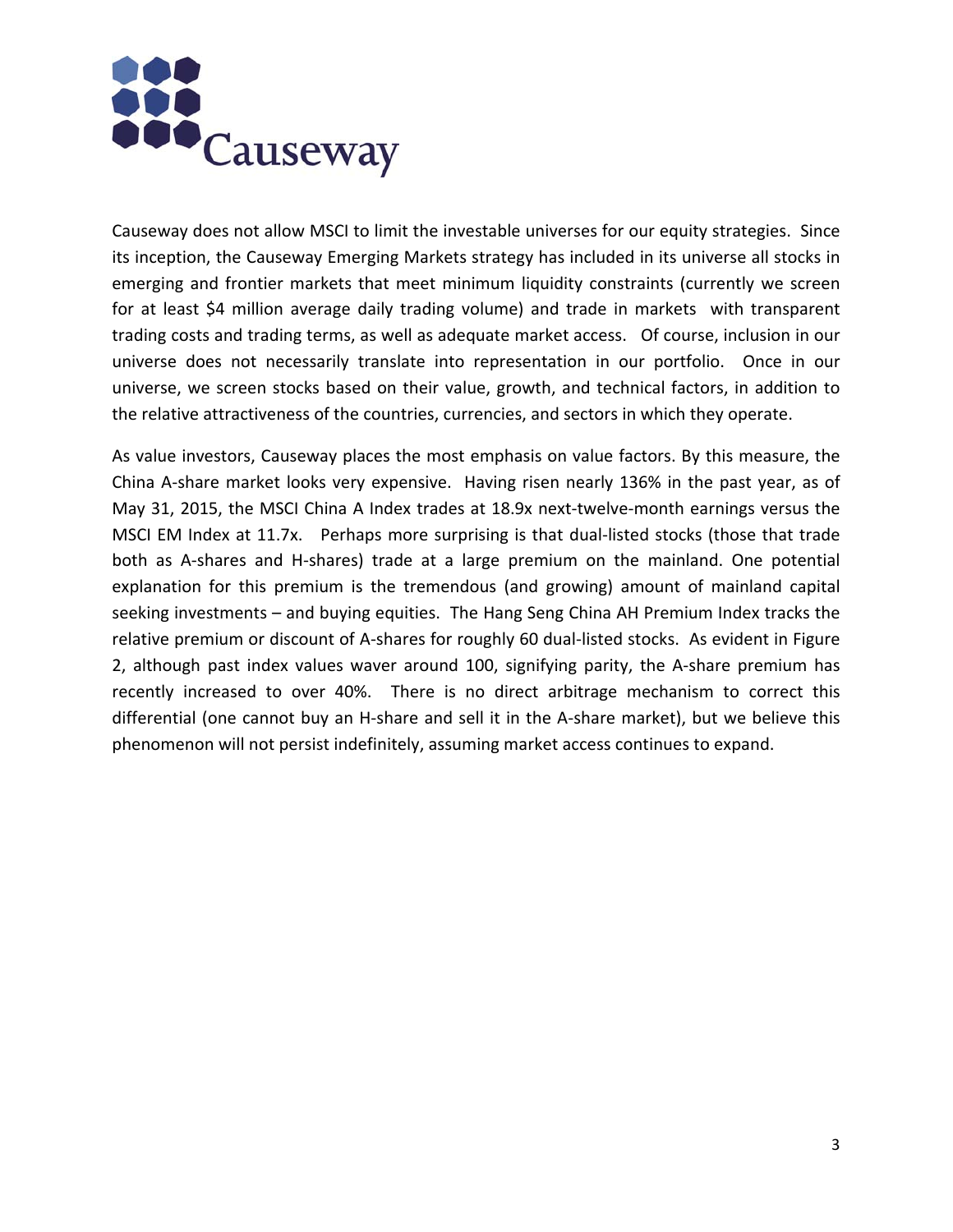Causeway does not allow MSCI to limit the investable universes for our equity strategies. Since its inception, the Causeway Emerging Markets strategy has included in its universe all stocks in emerging and frontier markets that meet minimum liquidity constraints (currently we screen for at least $4 million average daily trading volume) and trade in markets with transparent trading costs and trading terms, as well as adequate market access. Of course, inclusion in our universe does not necessarily translate into representation in our portfolio. Once in our universe, we screen stocks based on their value, growth, and technical factors, in addition to the relative attractiveness of the countries, currencies, and sectors in which they operate.

As value investors, Causeway places the most emphasis on value factors. By this measure, the China A-share market looks very expensive. Having risen nearly 136% in the past year, as of May 31, 2015, the MSCI China A Index trades at 18.9x next-twelve-month earnings versus the MSCI EM Index at 11.7x. Perhaps more surprising is that dual-listed stocks (those that trade both as A-shares and H-shares) trade at a large premium on the mainland. One potential explanation for this premium is the tremendous (and growing) amount of mainland capital seeking investments – and buying equities. The Hang Seng China AH Premium Index tracks the relative premium or discount of A-shares for roughly 60 dual-listed stocks. As evident in Figure 2, although past index values waver around 100, signifying parity, the A-share premium has recently increased to over 40%. There is no direct arbitrage mechanism to correct this differential (one cannot buy an H-share and sell it in the A-share market), but we believe this phenomenon will not persist indefinitely, assuming market access continues to expand.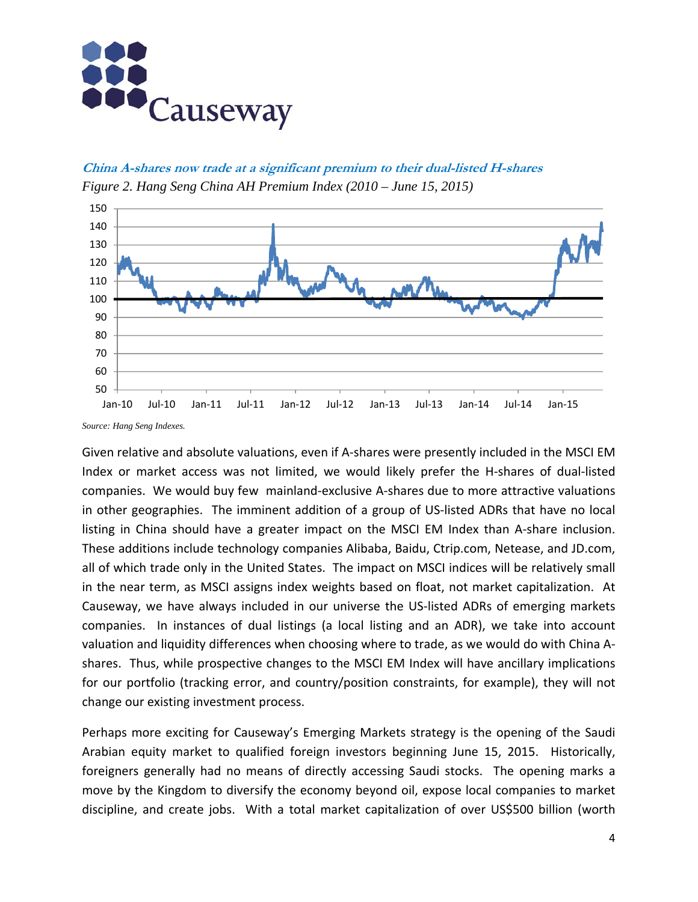**China A-shares now trade at a significant premium to their dual-listed H-shares**

*Figure 2. Hang Seng China AH Premium Index (2010 – June 15, 2015)*

*Source: Hang Seng Indexes.*

Given relative and absolute valuations, even if A-shares were presently included in the MSCI EM Index or market access was not limited, we would likely prefer the H-shares of dual-listed companies. We would buy few mainland-exclusive A-shares due to more attractive valuations in other geographies. The imminent addition of a group of US-listed ADRs that have no local listing in China should have a greater impact on the MSCI EM Index than A-share inclusion. These additions include technology companies Alibaba, Baidu, Ctrip.com, Netease, and JD.com, all of which trade only in the United States. The impact on MSCI indices will be relatively small in the near term, as MSCI assigns index weights based on float, not market capitalization. At Causeway, we have always included in our universe the US-listed ADRs of emerging markets companies. In instances of dual listings (a local listing and an ADR), we take into account valuation and liquidity differences when choosing where to trade, as we would do with China A-shares. Thus, while prospective changes to the MSCI EM Index will have ancillary implications for our portfolio (tracking error, and country/position constraints, for example), they will not change our existing investment process.

Perhaps more exciting for Causeway's Emerging Markets strategy is the opening of the Saudi Arabian equity market to qualified foreign investors beginning June 15, 2015. Historically, foreigners generally had no means of directly accessing Saudi stocks. The opening marks a move by the Kingdom to diversify the economy beyond oil, expose local companies to market discipline, and create jobs. With a total market capitalization of over US$500 billion (worth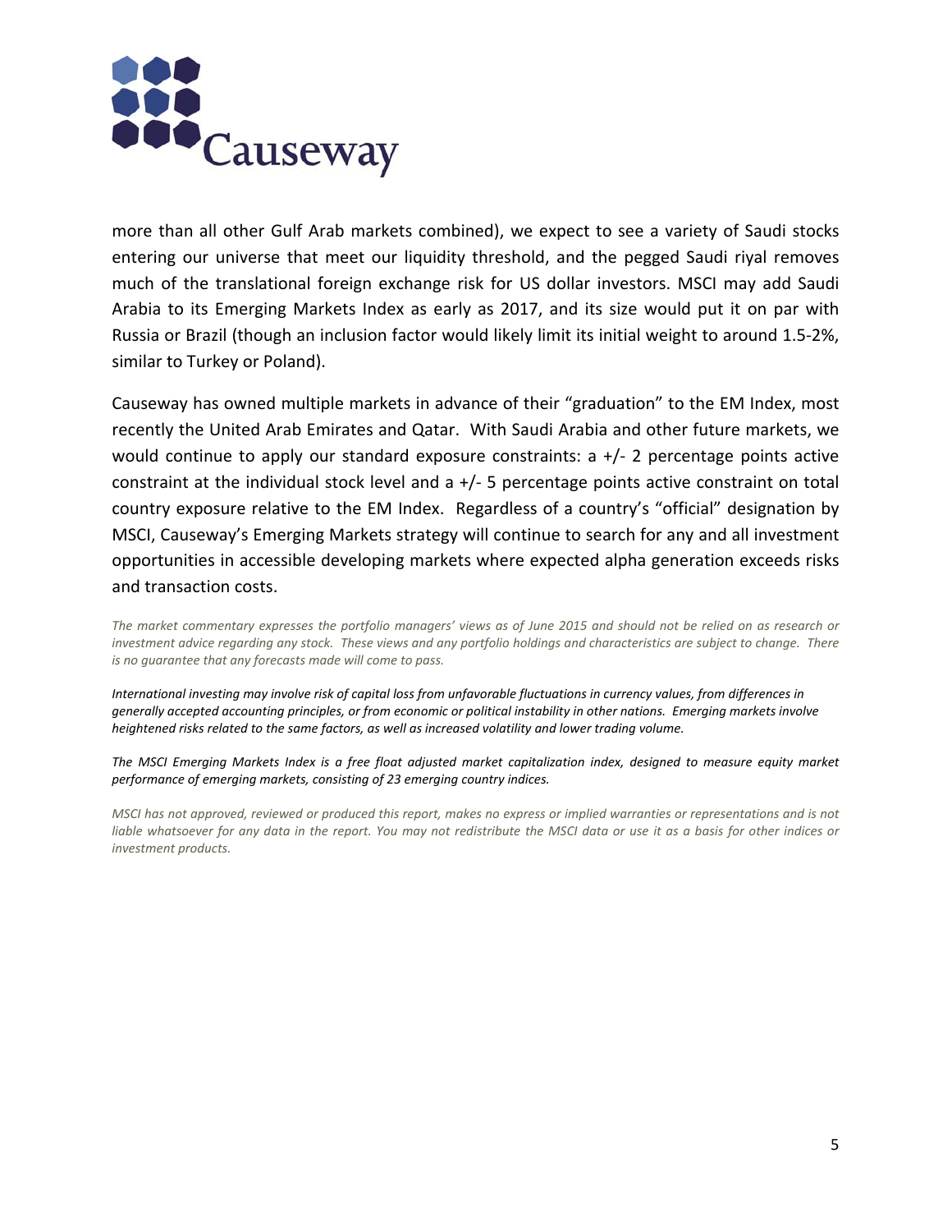more than all other Gulf Arab markets combined), we expect to see a variety of Saudi stocks entering our universe that meet our liquidity threshold, and the pegged Saudi riyal removes much of the translational foreign exchange risk for US dollar investors. MSCI may add Saudi Arabia to its Emerging Markets Index as early as 2017, and its size would put it on par with Russia or Brazil (though an inclusion factor would likely limit its initial weight to around 1.5-2%, similar to Turkey or Poland).

Causeway has owned multiple markets in advance of their "graduation" to the EM Index, most recently the United Arab Emirates and Qatar. With Saudi Arabia and other future markets, we would continue to apply our standard exposure constraints: a +/- 2 percentage points active constraint at the individual stock level and a +/- 5 percentage points active constraint on total country exposure relative to the EM Index. Regardless of a country's "official" designation by MSCI, Causeway's Emerging Markets strategy will continue to search for any and all investment opportunities in accessible developing markets where expected alpha generation exceeds risks and transaction costs.

*The market commentary expresses the portfolio managers' views as of June 2015 and should not be relied on as research or investment advice regarding any stock. These views and any portfolio holdings and characteristics are subject to change. There is no guarantee that any forecasts made will come to pass.*

*International investing may involve risk of capital loss from unfavorable fluctuations in currency values, from differences in generally accepted accounting principles, or from economic or political instability in other nations. Emerging markets involve heightened risks related to the same factors, as well as increased volatility and lower trading volume.*

*The MSCI Emerging Markets Index is a free float adjusted market capitalization index, designed to measure equity market performance of emerging markets, consisting of 23 emerging country indices.*

*MSCI has not approved, reviewed or produced this report, makes no express or implied warranties or representations and is not liable whatsoever for any data in the report. You may not redistribute the MSCI data or use it as a basis for other indices or investment products.*